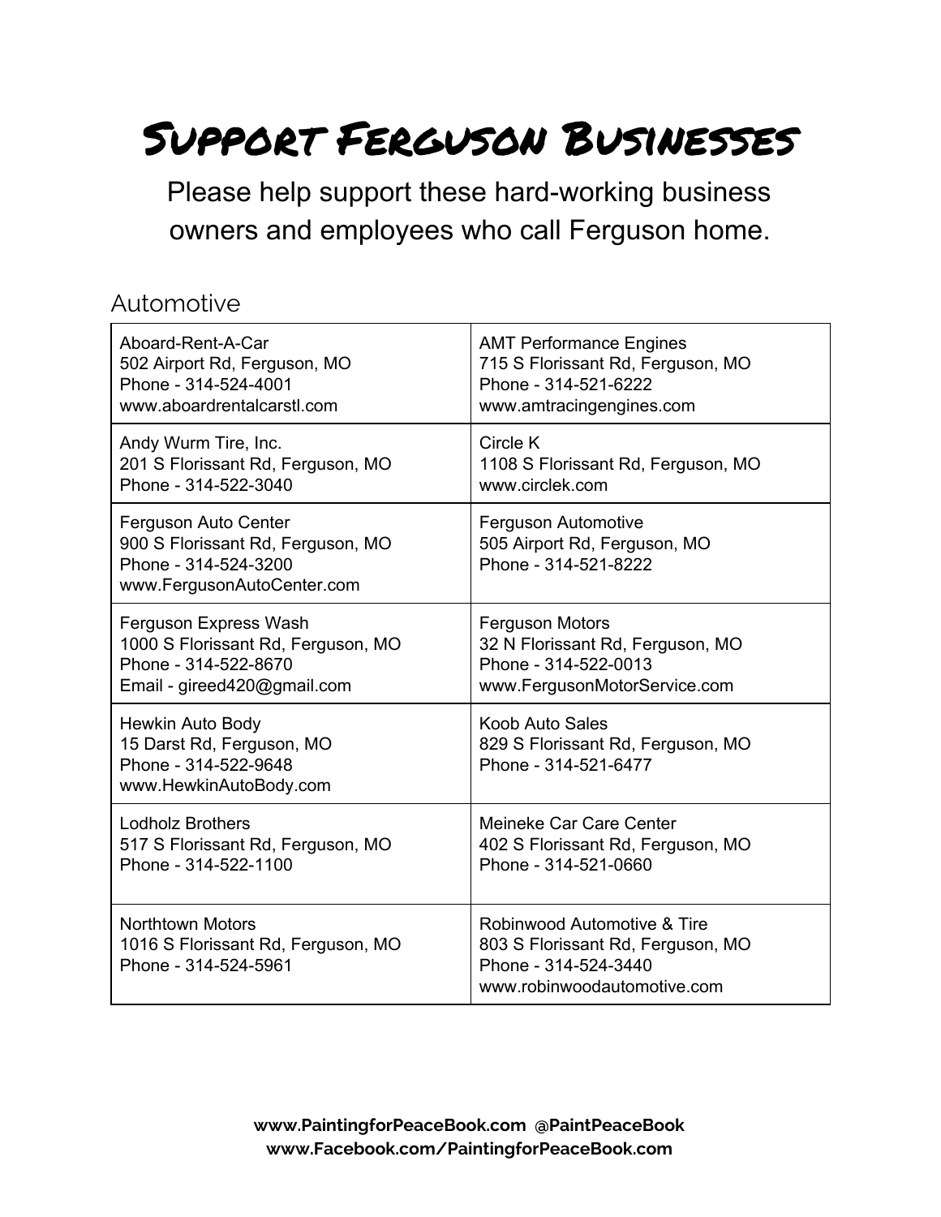# Support Ferguson Businesses

Please help support these hard-working business owners and employees who call Ferguson home.

## Automotive

| | |
|---|---|
| Aboard-Rent-A-Car<br>502 Airport Rd, Ferguson, MO<br>Phone - 314-524-4001<br>www.aboardrentalcarstl.com | AMT Performance Engines<br>715 S Florissant Rd, Ferguson, MO<br>Phone - 314-521-6222<br>www.amtracingengines.com |
| Andy Wurm Tire, Inc.<br>201 S Florissant Rd, Ferguson, MO<br>Phone - 314-522-3040 | Circle K<br>1108 S Florissant Rd, Ferguson, MO<br>www.circlek.com |
| Ferguson Auto Center<br>900 S Florissant Rd, Ferguson, MO<br>Phone - 314-524-3200<br>www.FergusonAutoCenter.com | Ferguson Automotive<br>505 Airport Rd, Ferguson, MO<br>Phone - 314-521-8222 |
| Ferguson Express Wash<br>1000 S Florissant Rd, Ferguson, MO<br>Phone - 314-522-8670<br>Email - gireed420@gmail.com | Ferguson Motors<br>32 N Florissant Rd, Ferguson, MO<br>Phone - 314-522-0013<br>www.FergusonMotorService.com |
| Hewkin Auto Body<br>15 Darst Rd, Ferguson, MO<br>Phone - 314-522-9648<br>www.HewkinAutoBody.com | Koob Auto Sales<br>829 S Florissant Rd, Ferguson, MO<br>Phone - 314-521-6477 |
| Lodholz Brothers<br>517 S Florissant Rd, Ferguson, MO<br>Phone - 314-522-1100 | Meineke Car Care Center<br>402 S Florissant Rd, Ferguson, MO<br>Phone - 314-521-0660 |
| Northtown Motors<br>1016 S Florissant Rd, Ferguson, MO<br>Phone - 314-524-5961 | Robinwood Automotive & Tire<br>803 S Florissant Rd, Ferguson, MO<br>Phone - 314-524-3440<br>www.robinwoodautomotive.com |

**www.PaintingforPeaceBook.com @PaintPeaceBook**
**www.Facebook.com/PaintingforPeaceBook.com**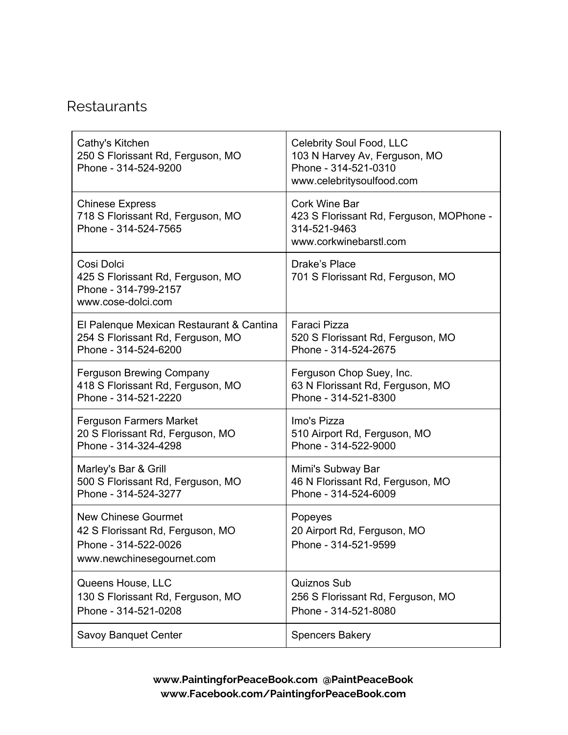## Restaurants

| | |
|---|---|
| Cathy's Kitchen<br>250 S Florissant Rd, Ferguson, MO<br>Phone - 314-524-9200 | Celebrity Soul Food, LLC<br>103 N Harvey Av, Ferguson, MO<br>Phone - 314-521-0310<br>www.celebritysoulfood.com |
| Chinese Express<br>718 S Florissant Rd, Ferguson, MO<br>Phone - 314-524-7565 | Cork Wine Bar<br>423 S Florissant Rd, Ferguson, MOPhone - 314-521-9463<br>www.corkwinebarstl.com |
| Cosi Dolci<br>425 S Florissant Rd, Ferguson, MO<br>Phone - 314-799-2157<br>www.cose-dolci.com | Drake's Place<br>701 S Florissant Rd, Ferguson, MO |
| El Palenque Mexican Restaurant & Cantina<br>254 S Florissant Rd, Ferguson, MO<br>Phone - 314-524-6200 | Faraci Pizza<br>520 S Florissant Rd, Ferguson, MO<br>Phone - 314-524-2675 |
| Ferguson Brewing Company<br>418 S Florissant Rd, Ferguson, MO<br>Phone - 314-521-2220 | Ferguson Chop Suey, Inc.<br>63 N Florissant Rd, Ferguson, MO<br>Phone - 314-521-8300 |
| Ferguson Farmers Market<br>20 S Florissant Rd, Ferguson, MO<br>Phone - 314-324-4298 | Imo's Pizza<br>510 Airport Rd, Ferguson, MO<br>Phone - 314-522-9000 |
| Marley's Bar & Grill<br>500 S Florissant Rd, Ferguson, MO<br>Phone - 314-524-3277 | Mimi's Subway Bar<br>46 N Florissant Rd, Ferguson, MO<br>Phone - 314-524-6009 |
| New Chinese Gourmet<br>42 S Florissant Rd, Ferguson, MO<br>Phone - 314-522-0026<br>www.newchinesegourmet.com | Popeyes<br>20 Airport Rd, Ferguson, MO<br>Phone - 314-521-9599 |
| Queens House, LLC<br>130 S Florissant Rd, Ferguson, MO<br>Phone - 314-521-0208 | Quiznos Sub<br>256 S Florissant Rd, Ferguson, MO<br>Phone - 314-521-8080 |
| Savoy Banquet Center | Spencers Bakery |

**www.PaintingforPeaceBook.com @PaintPeaceBook**
**www.Facebook.com/PaintingforPeaceBook.com**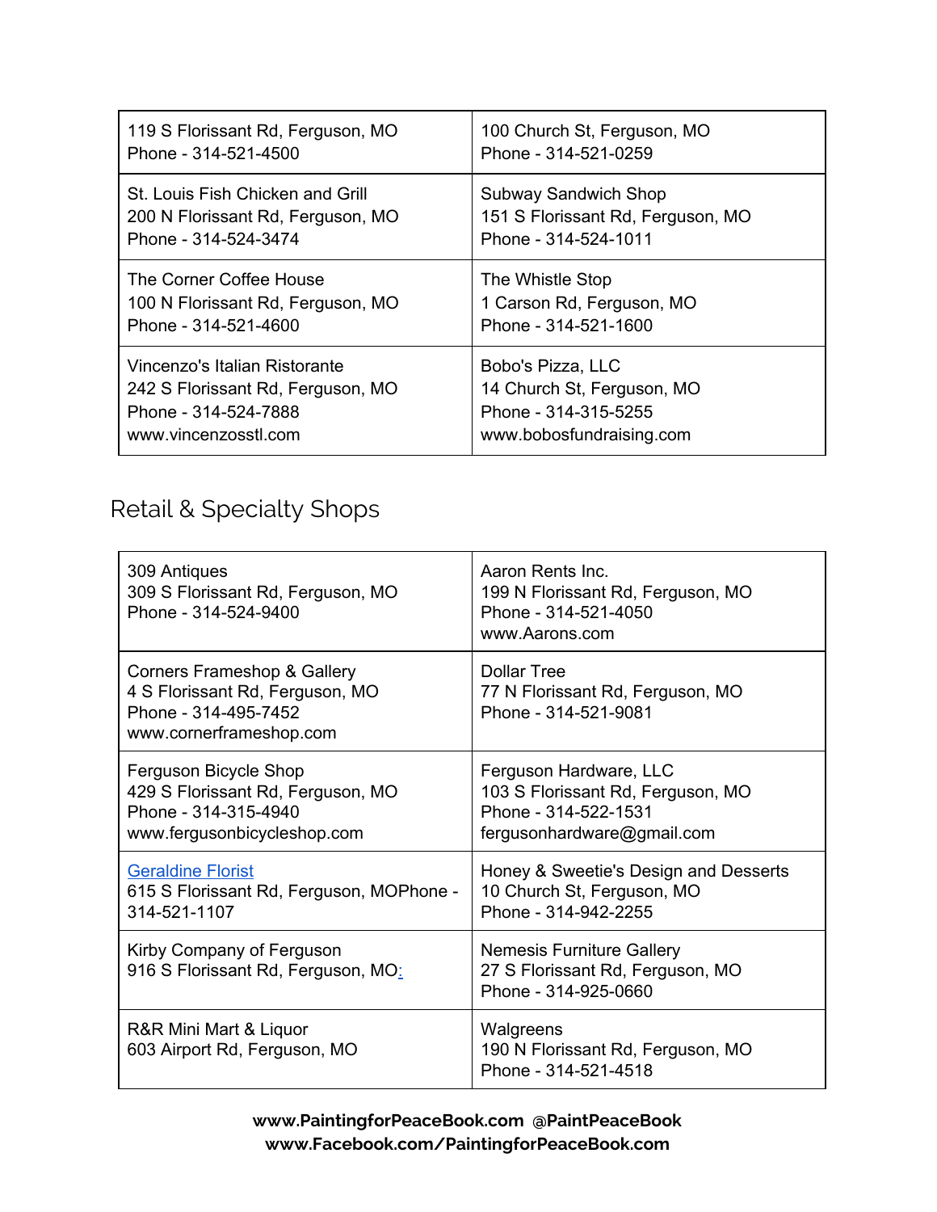| | |
|---|---|
| 119 S Florissant Rd, Ferguson, MO<br>Phone - 314-521-4500 | 100 Church St, Ferguson, MO<br>Phone - 314-521-0259 |
| St. Louis Fish Chicken and Grill<br>200 N Florissant Rd, Ferguson, MO<br>Phone - 314-524-3474 | Subway Sandwich Shop<br>151 S Florissant Rd, Ferguson, MO<br>Phone - 314-524-1011 |
| The Corner Coffee House<br>100 N Florissant Rd, Ferguson, MO<br>Phone - 314-521-4600 | The Whistle Stop<br>1 Carson Rd, Ferguson, MO<br>Phone - 314-521-1600 |
| Vincenzo's Italian Ristorante<br>242 S Florissant Rd, Ferguson, MO<br>Phone - 314-524-7888<br>www.vincenzosstl.com | Bobo's Pizza, LLC<br>14 Church St, Ferguson, MO<br>Phone - 314-315-5255<br>www.bobosfundraising.com |

## Retail & Specialty Shops

| | |
|---|---|
| 309 Antiques<br>309 S Florissant Rd, Ferguson, MO<br>Phone - 314-524-9400 | Aaron Rents Inc.<br>199 N Florissant Rd, Ferguson, MO<br>Phone - 314-521-4050<br>www.Aarons.com |
| Corners Frameshop & Gallery<br>4 S Florissant Rd, Ferguson, MO<br>Phone - 314-495-7452<br>www.cornerframeshop.com | Dollar Tree<br>77 N Florissant Rd, Ferguson, MO<br>Phone - 314-521-9081 |
| Ferguson Bicycle Shop<br>429 S Florissant Rd, Ferguson, MO<br>Phone - 314-315-4940<br>www.fergusonbicycleshop.com | Ferguson Hardware, LLC<br>103 S Florissant Rd, Ferguson, MO<br>Phone - 314-522-1531<br>fergusonhardware@gmail.com |
| Geraldine Florist<br>615 S Florissant Rd, Ferguson, MOPhone - 314-521-1107 | Honey & Sweetie's Design and Desserts<br>10 Church St, Ferguson, MO<br>Phone - 314-942-2255 |
| Kirby Company of Ferguson<br>916 S Florissant Rd, Ferguson, MO: | Nemesis Furniture Gallery<br>27 S Florissant Rd, Ferguson, MO<br>Phone - 314-925-0660 |
| R&R Mini Mart & Liquor<br>603 Airport Rd, Ferguson, MO | Walgreens<br>190 N Florissant Rd, Ferguson, MO<br>Phone - 314-521-4518 |

**www.PaintingforPeaceBook.com @PaintPeaceBook**
**www.Facebook.com/PaintingforPeaceBook.com**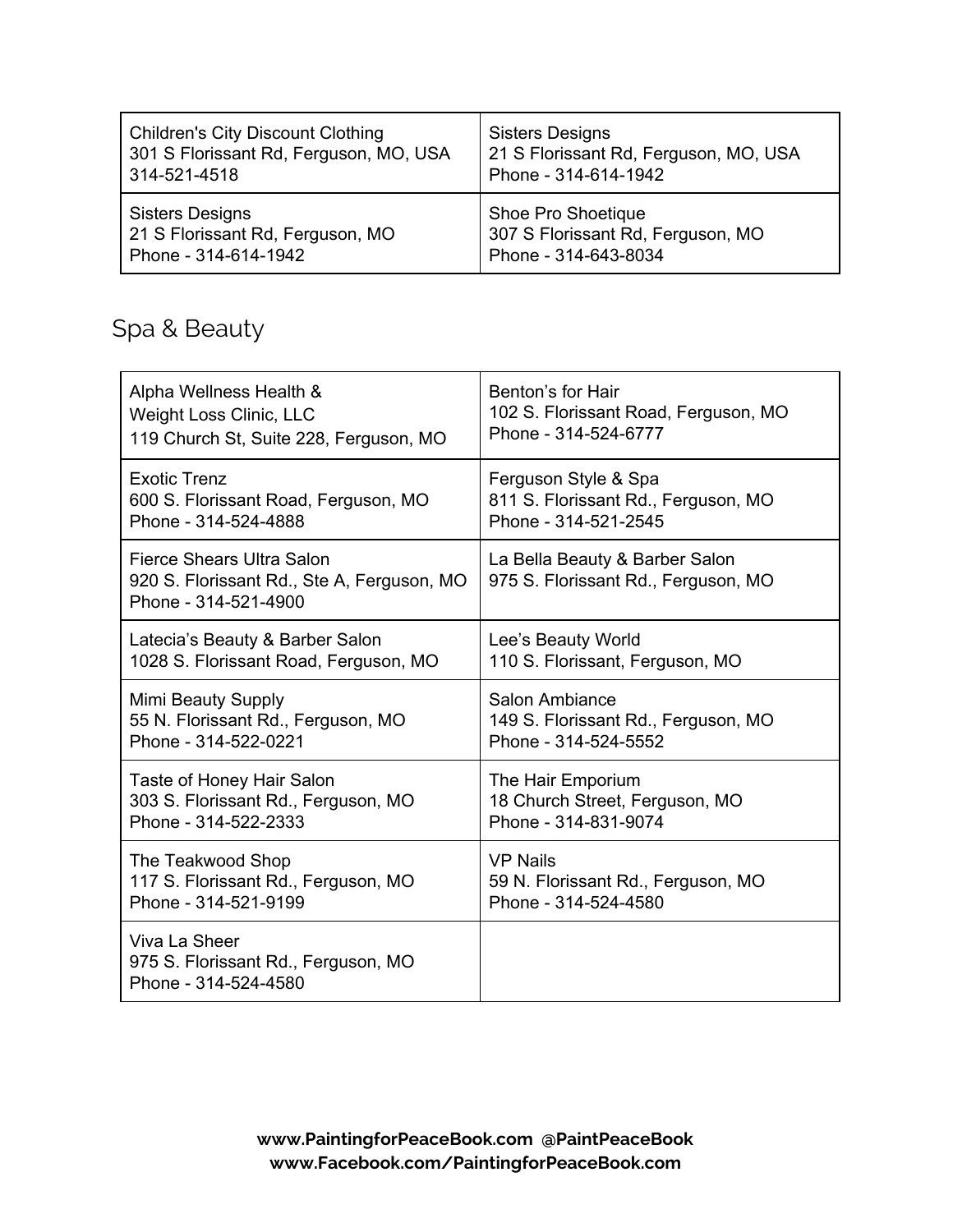| | |
|---|---|
| Children's City Discount Clothing<br>301 S Florissant Rd, Ferguson, MO, USA<br>314-521-4518 | Sisters Designs<br>21 S Florissant Rd, Ferguson, MO, USA<br>Phone - 314-614-1942 |
| Sisters Designs<br>21 S Florissant Rd, Ferguson, MO<br>Phone - 314-614-1942 | Shoe Pro Shoetique<br>307 S Florissant Rd, Ferguson, MO<br>Phone - 314-643-8034 |

## Spa & Beauty

| | |
|---|---|
| Alpha Wellness Health &<br>Weight Loss Clinic, LLC<br>119 Church St, Suite 228, Ferguson, MO | Benton's for Hair<br>102 S. Florissant Road, Ferguson, MO<br>Phone - 314-524-6777 |
| Exotic Trenz<br>600 S. Florissant Road, Ferguson, MO<br>Phone - 314-524-4888 | Ferguson Style & Spa<br>811 S. Florissant Rd., Ferguson, MO<br>Phone - 314-521-2545 |
| Fierce Shears Ultra Salon<br>920 S. Florissant Rd., Ste A, Ferguson, MO<br>Phone - 314-521-4900 | La Bella Beauty & Barber Salon<br>975 S. Florissant Rd., Ferguson, MO |
| Latecia's Beauty & Barber Salon<br>1028 S. Florissant Road, Ferguson, MO | Lee's Beauty World<br>110 S. Florissant, Ferguson, MO |
| Mimi Beauty Supply<br>55 N. Florissant Rd., Ferguson, MO<br>Phone - 314-522-0221 | Salon Ambiance<br>149 S. Florissant Rd., Ferguson, MO<br>Phone - 314-524-5552 |
| Taste of Honey Hair Salon<br>303 S. Florissant Rd., Ferguson, MO<br>Phone - 314-522-2333 | The Hair Emporium<br>18 Church Street, Ferguson, MO<br>Phone - 314-831-9074 |
| The Teakwood Shop<br>117 S. Florissant Rd., Ferguson, MO<br>Phone - 314-521-9199 | VP Nails<br>59 N. Florissant Rd., Ferguson, MO<br>Phone - 314-524-4580 |
| Viva La Sheer<br>975 S. Florissant Rd., Ferguson, MO<br>Phone - 314-524-4580 | |

**www.PaintingforPeaceBook.com @PaintPeaceBook**
**www.Facebook.com/PaintingforPeaceBook.com**